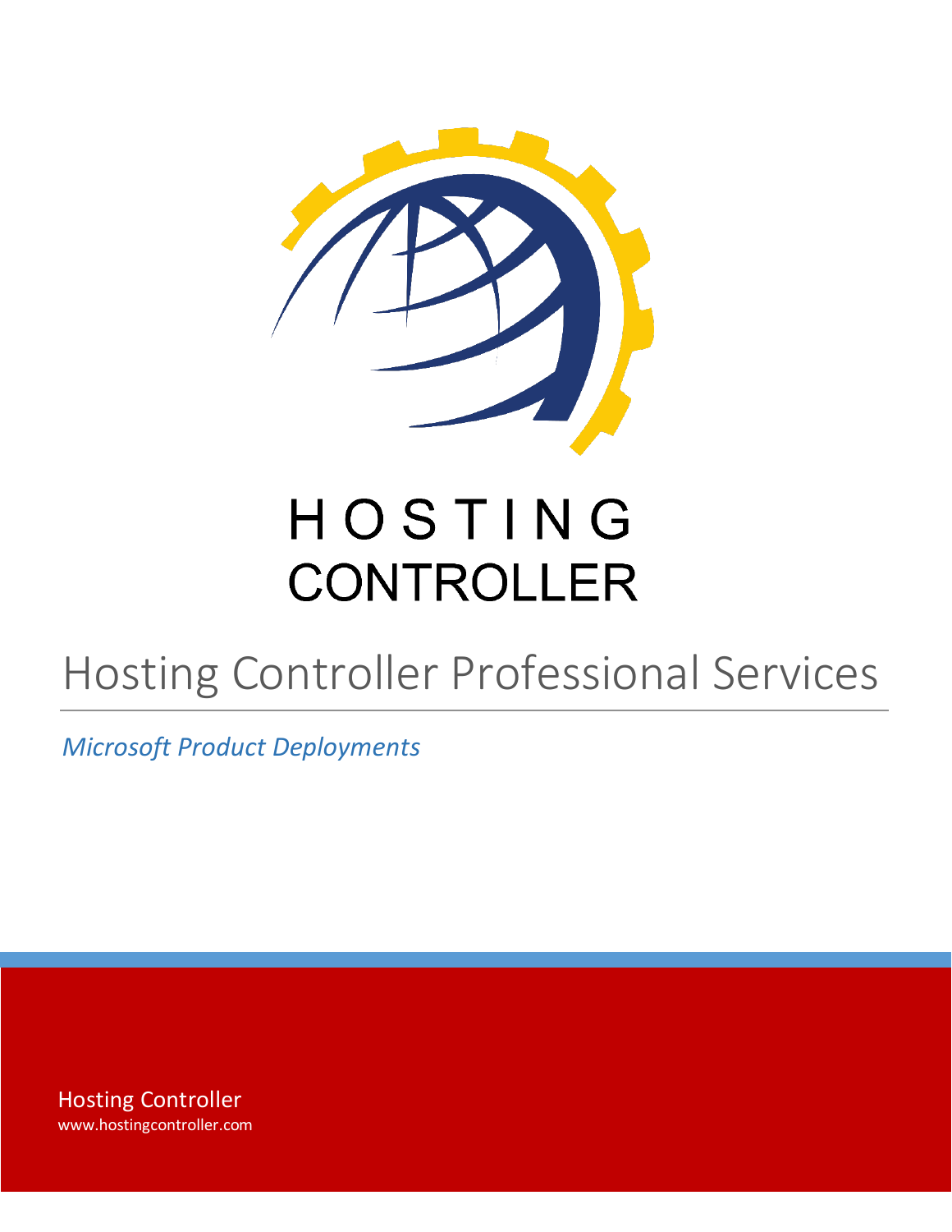HOSTING
CONTROLLER

# Hosting Controller Professional Services

*Microsoft Product Deployments*

Hosting Controller
www.hostingcontroller.com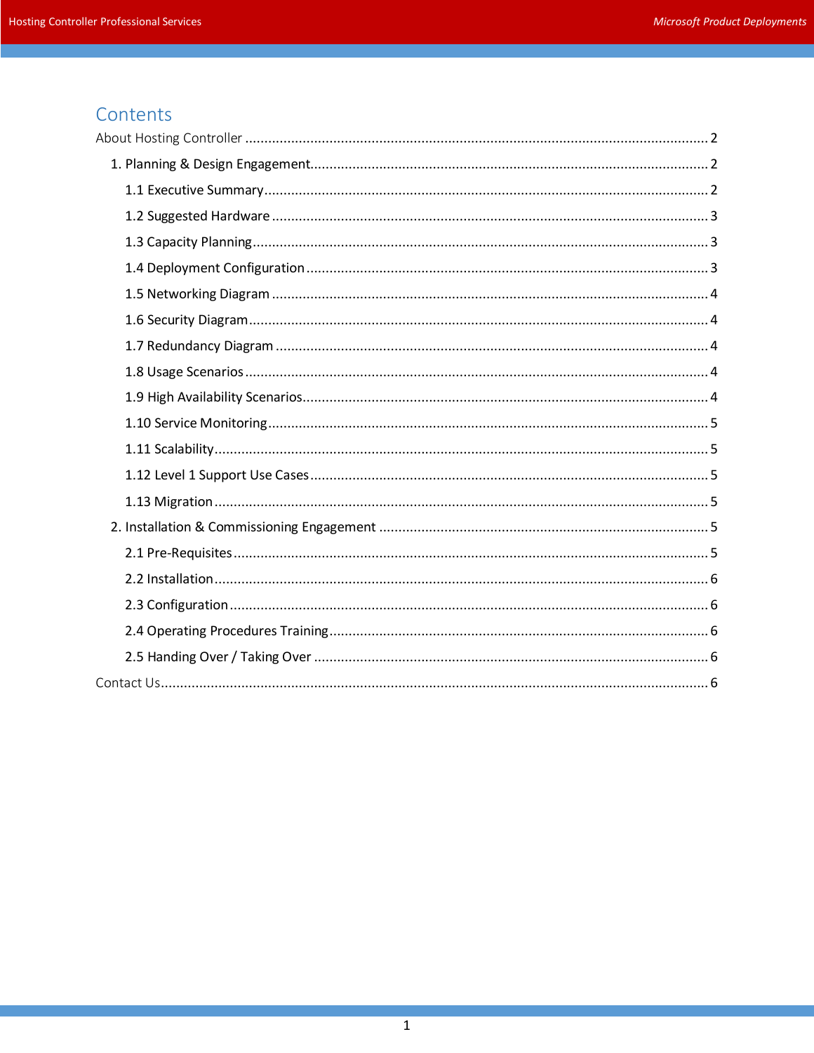# Contents

About Hosting Controller ........ 2

- 1. Planning & Design Engagement ........ 2
  - 1.1 Executive Summary ........ 2
  - 1.2 Suggested Hardware ........ 3
  - 1.3 Capacity Planning ........ 3
  - 1.4 Deployment Configuration ........ 3
  - 1.5 Networking Diagram ........ 4
  - 1.6 Security Diagram ........ 4
  - 1.7 Redundancy Diagram ........ 4
  - 1.8 Usage Scenarios ........ 4
  - 1.9 High Availability Scenarios ........ 4
  - 1.10 Service Monitoring ........ 5
  - 1.11 Scalability ........ 5
  - 1.12 Level 1 Support Use Cases ........ 5
  - 1.13 Migration ........ 5
- 2. Installation & Commissioning Engagement ........ 5
  - 2.1 Pre-Requisites ........ 5
  - 2.2 Installation ........ 6
  - 2.3 Configuration ........ 6
  - 2.4 Operating Procedures Training ........ 6
  - 2.5 Handing Over / Taking Over ........ 6

Contact Us ........ 6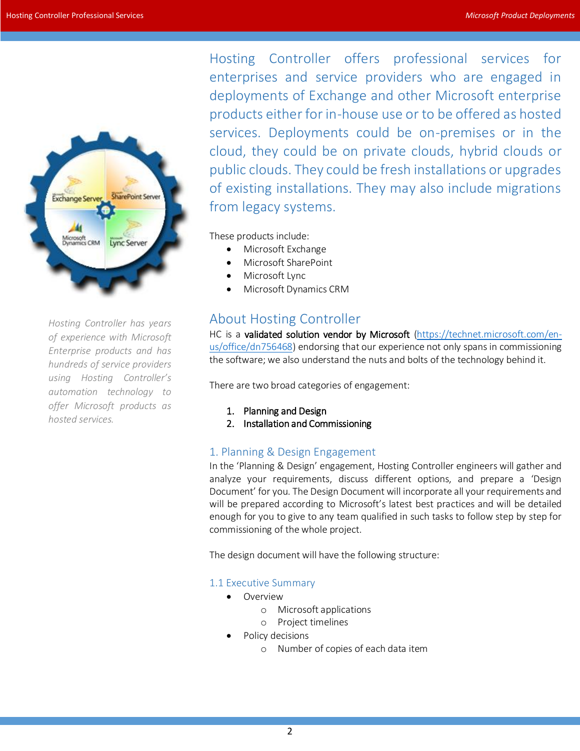Hosting Controller offers professional services for enterprises and service providers who are engaged in deployments of Exchange and other Microsoft enterprise products either for in-house use or to be offered as hosted services. Deployments could be on-premises or in the cloud, they could be on private clouds, hybrid clouds or public clouds. They could be fresh installations or upgrades of existing installations. They may also include migrations from legacy systems.

*Hosting Controller has years of experience with Microsoft Enterprise products and has hundreds of service providers using Hosting Controller's automation technology to offer Microsoft products as hosted services.*

These products include:

- Microsoft Exchange
- Microsoft SharePoint
- Microsoft Lync
- Microsoft Dynamics CRM

## About Hosting Controller

HC is a **validated solution vendor by Microsoft** (https://technet.microsoft.com/en-us/office/dn756468) endorsing that our experience not only spans in commissioning the software; we also understand the nuts and bolts of the technology behind it.

There are two broad categories of engagement:

1. **Planning and Design**
2. **Installation and Commissioning**

## 1. Planning & Design Engagement

In the 'Planning & Design' engagement, Hosting Controller engineers will gather and analyze your requirements, discuss different options, and prepare a 'Design Document' for you. The Design Document will incorporate all your requirements and will be prepared according to Microsoft's latest best practices and will be detailed enough for you to give to any team qualified in such tasks to follow step by step for commissioning of the whole project.

The design document will have the following structure:

### 1.1 Executive Summary

- Overview
  - Microsoft applications
  - Project timelines
- Policy decisions
  - Number of copies of each data item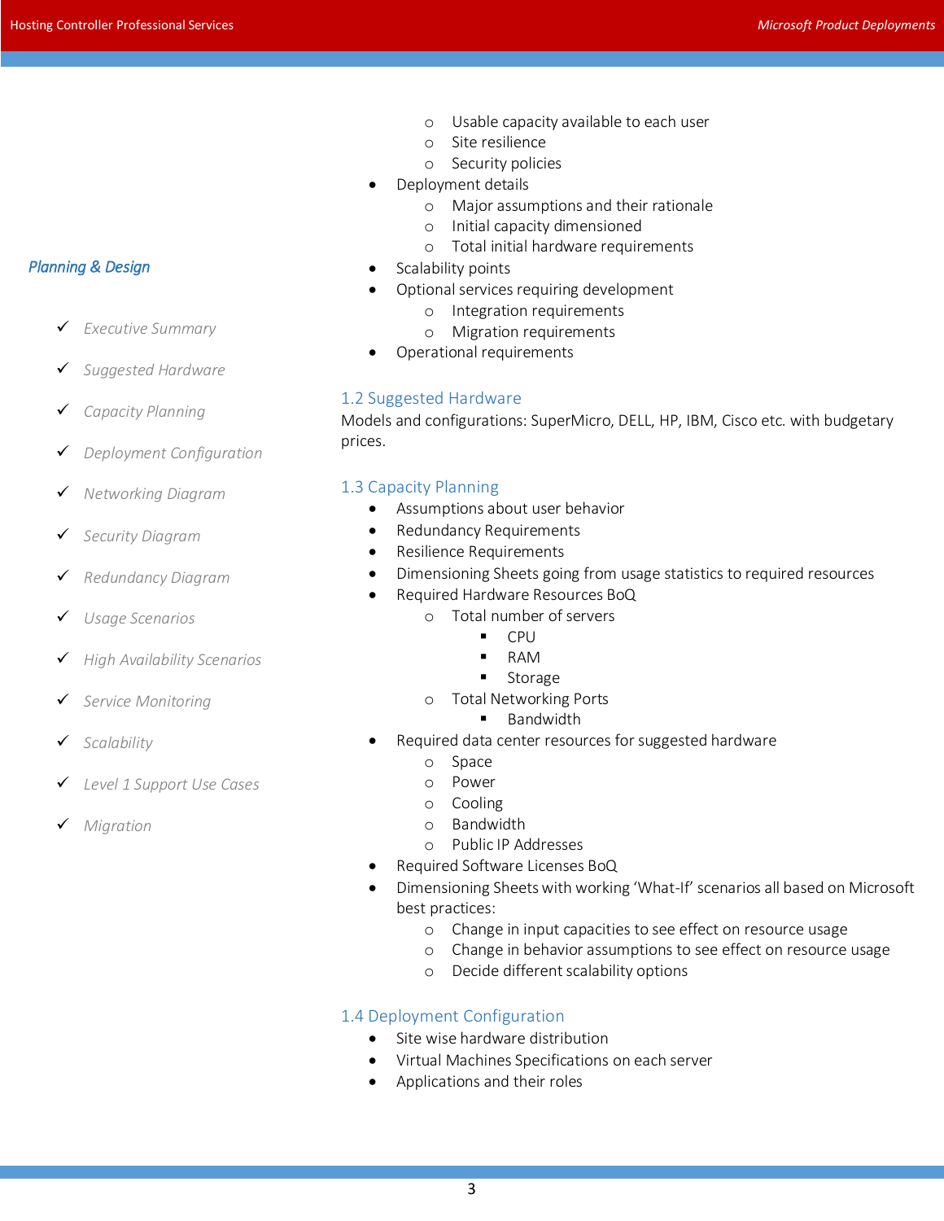*Planning & Design*

- ✓ *Executive Summary*
- ✓ *Suggested Hardware*
- ✓ *Capacity Planning*
- ✓ *Deployment Configuration*
- ✓ *Networking Diagram*
- ✓ *Security Diagram*
- ✓ *Redundancy Diagram*
- ✓ *Usage Scenarios*
- ✓ *High Availability Scenarios*
- ✓ *Service Monitoring*
- ✓ *Scalability*
- ✓ *Level 1 Support Use Cases*
- ✓ *Migration*

    - Usable capacity available to each user
    - Site resilience
    - Security policies
- Deployment details
    - Major assumptions and their rationale
    - Initial capacity dimensioned
    - Total initial hardware requirements
- Scalability points
- Optional services requiring development
    - Integration requirements
    - Migration requirements
- Operational requirements

## 1.2 Suggested Hardware

Models and configurations: SuperMicro, DELL, HP, IBM, Cisco etc. with budgetary prices.

## 1.3 Capacity Planning

- Assumptions about user behavior
- Redundancy Requirements
- Resilience Requirements
- Dimensioning Sheets going from usage statistics to required resources
- Required Hardware Resources BoQ
    - Total number of servers
        - CPU
        - RAM
        - Storage
    - Total Networking Ports
        - Bandwidth
- Required data center resources for suggested hardware
    - Space
    - Power
    - Cooling
    - Bandwidth
    - Public IP Addresses
- Required Software Licenses BoQ
- Dimensioning Sheets with working 'What-If' scenarios all based on Microsoft best practices:
    - Change in input capacities to see effect on resource usage
    - Change in behavior assumptions to see effect on resource usage
    - Decide different scalability options

## 1.4 Deployment Configuration

- Site wise hardware distribution
- Virtual Machines Specifications on each server
- Applications and their roles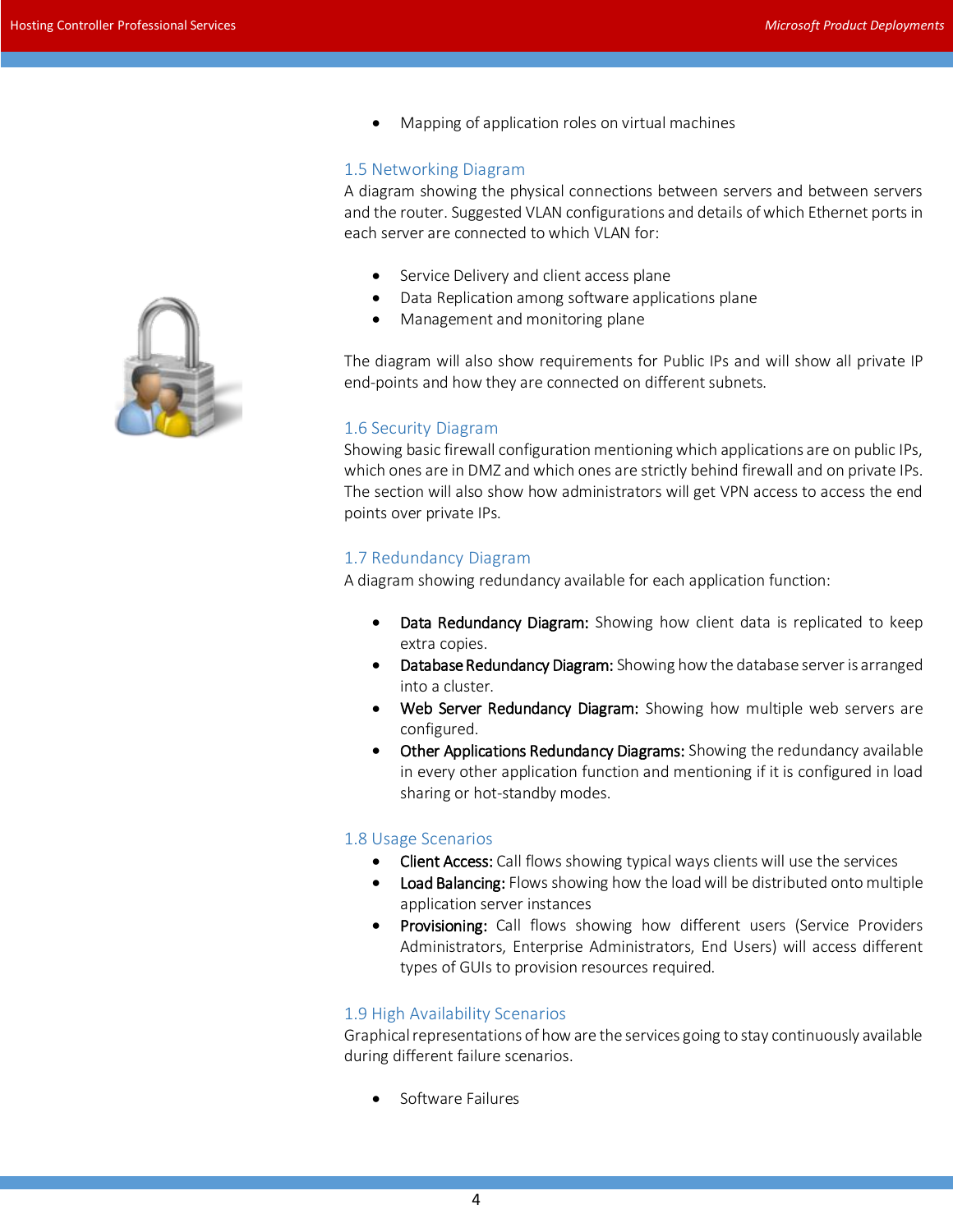- Mapping of application roles on virtual machines

## 1.5 Networking Diagram

A diagram showing the physical connections between servers and between servers and the router. Suggested VLAN configurations and details of which Ethernet ports in each server are connected to which VLAN for:

- Service Delivery and client access plane
- Data Replication among software applications plane
- Management and monitoring plane

The diagram will also show requirements for Public IPs and will show all private IP end-points and how they are connected on different subnets.

## 1.6 Security Diagram

Showing basic firewall configuration mentioning which applications are on public IPs, which ones are in DMZ and which ones are strictly behind firewall and on private IPs. The section will also show how administrators will get VPN access to access the end points over private IPs.

## 1.7 Redundancy Diagram

A diagram showing redundancy available for each application function:

- **Data Redundancy Diagram:** Showing how client data is replicated to keep extra copies.
- **Database Redundancy Diagram:** Showing how the database server is arranged into a cluster.
- **Web Server Redundancy Diagram:** Showing how multiple web servers are configured.
- **Other Applications Redundancy Diagrams:** Showing the redundancy available in every other application function and mentioning if it is configured in load sharing or hot-standby modes.

## 1.8 Usage Scenarios

- **Client Access:** Call flows showing typical ways clients will use the services
- **Load Balancing:** Flows showing how the load will be distributed onto multiple application server instances
- **Provisioning:** Call flows showing how different users (Service Providers Administrators, Enterprise Administrators, End Users) will access different types of GUIs to provision resources required.

## 1.9 High Availability Scenarios

Graphical representations of how are the services going to stay continuously available during different failure scenarios.

- Software Failures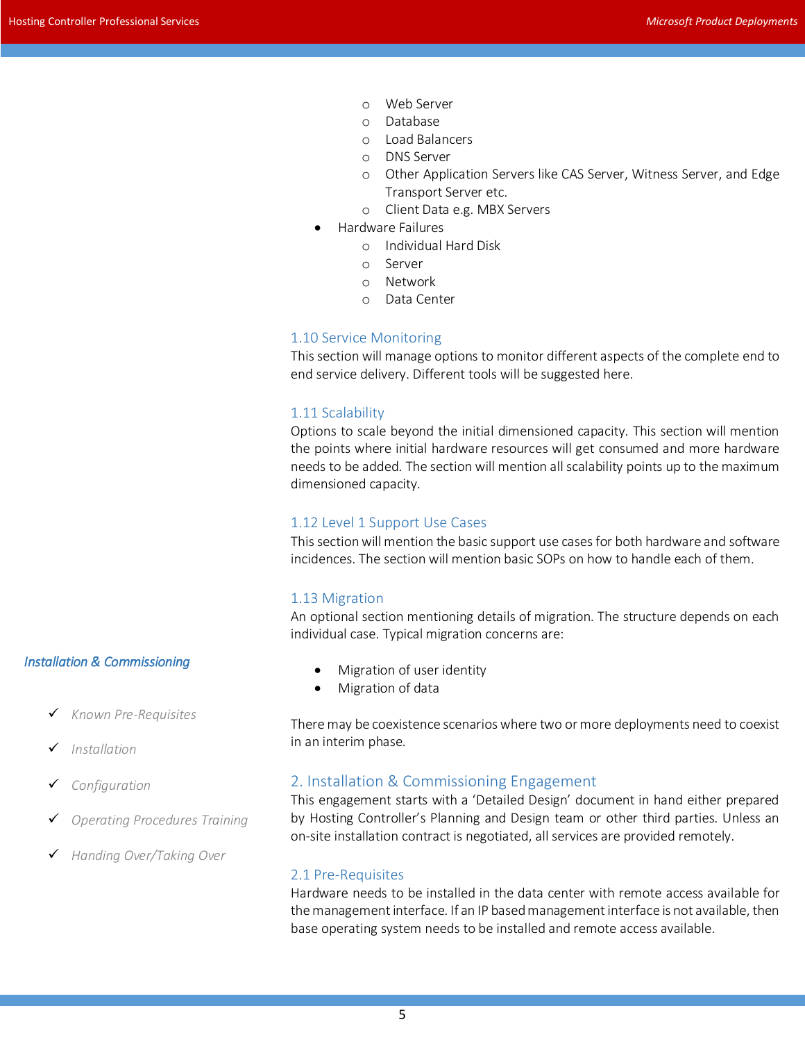- Web Server
    - Database
    - Load Balancers
    - DNS Server
    - Other Application Servers like CAS Server, Witness Server, and Edge Transport Server etc.
    - Client Data e.g. MBX Servers
- Hardware Failures
    - Individual Hard Disk
    - Server
    - Network
    - Data Center

### 1.10 Service Monitoring

This section will manage options to monitor different aspects of the complete end to end service delivery. Different tools will be suggested here.

### 1.11 Scalability

Options to scale beyond the initial dimensioned capacity. This section will mention the points where initial hardware resources will get consumed and more hardware needs to be added. The section will mention all scalability points up to the maximum dimensioned capacity.

### 1.12 Level 1 Support Use Cases

This section will mention the basic support use cases for both hardware and software incidences. The section will mention basic SOPs on how to handle each of them.

### 1.13 Migration

An optional section mentioning details of migration. The structure depends on each individual case. Typical migration concerns are:

- Migration of user identity
- Migration of data

There may be coexistence scenarios where two or more deployments need to coexist in an interim phase.

*Installation & Commissioning*

- ✓ *Known Pre-Requisites*
- ✓ *Installation*
- ✓ *Configuration*
- ✓ *Operating Procedures Training*
- ✓ *Handing Over/Taking Over*

## 2. Installation & Commissioning Engagement

This engagement starts with a 'Detailed Design' document in hand either prepared by Hosting Controller's Planning and Design team or other third parties. Unless an on-site installation contract is negotiated, all services are provided remotely.

### 2.1 Pre-Requisites

Hardware needs to be installed in the data center with remote access available for the management interface. If an IP based management interface is not available, then base operating system needs to be installed and remote access available.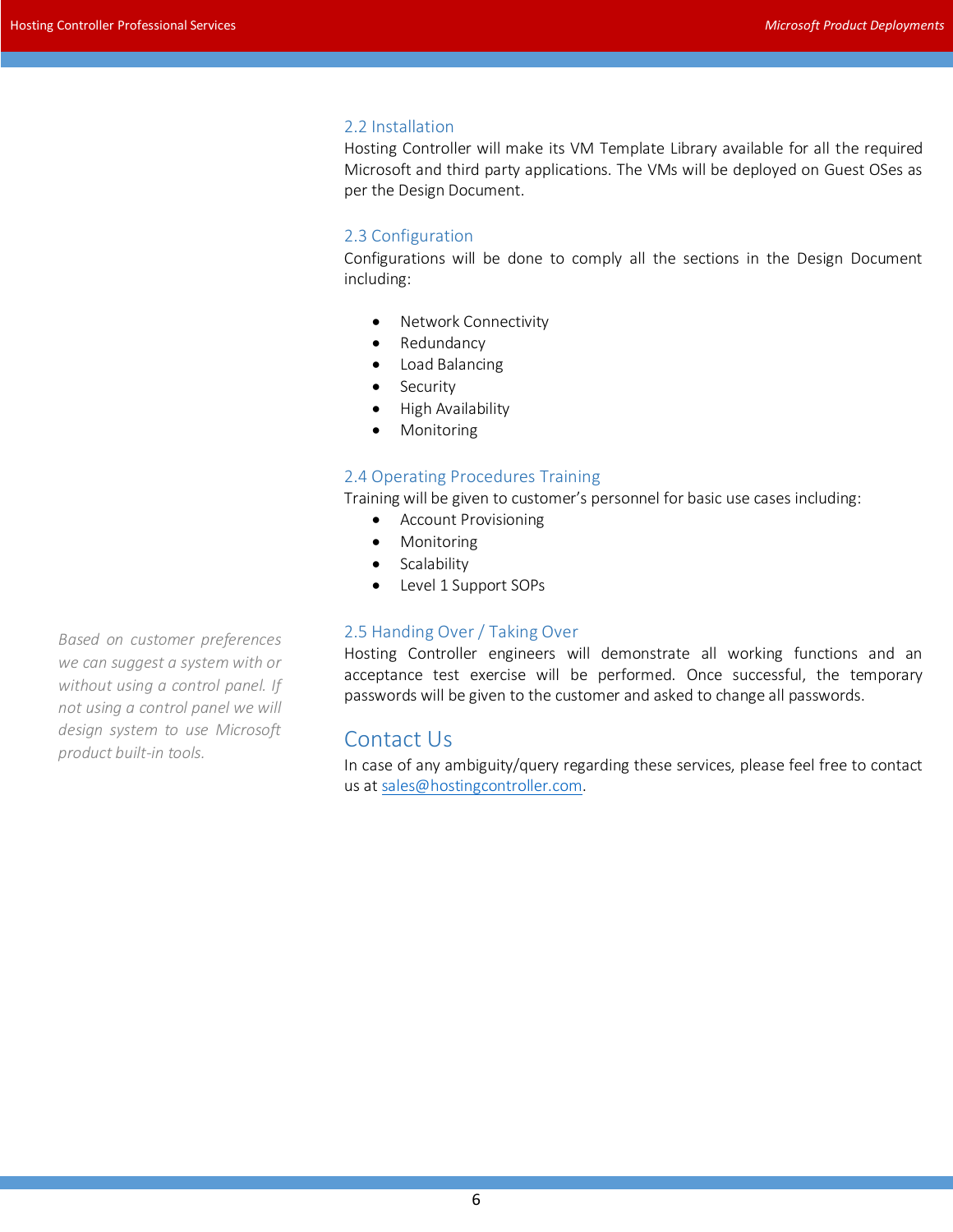### 2.2 Installation

Hosting Controller will make its VM Template Library available for all the required Microsoft and third party applications. The VMs will be deployed on Guest OSes as per the Design Document.

### 2.3 Configuration

Configurations will be done to comply all the sections in the Design Document including:

- Network Connectivity
- Redundancy
- Load Balancing
- Security
- High Availability
- Monitoring

### 2.4 Operating Procedures Training

Training will be given to customer's personnel for basic use cases including:

- Account Provisioning
- Monitoring
- Scalability
- Level 1 Support SOPs

### 2.5 Handing Over / Taking Over

*Based on customer preferences we can suggest a system with or without using a control panel. If not using a control panel we will design system to use Microsoft product built-in tools.*

Hosting Controller engineers will demonstrate all working functions and an acceptance test exercise will be performed. Once successful, the temporary passwords will be given to the customer and asked to change all passwords.

## Contact Us

In case of any ambiguity/query regarding these services, please feel free to contact us at sales@hostingcontroller.com.